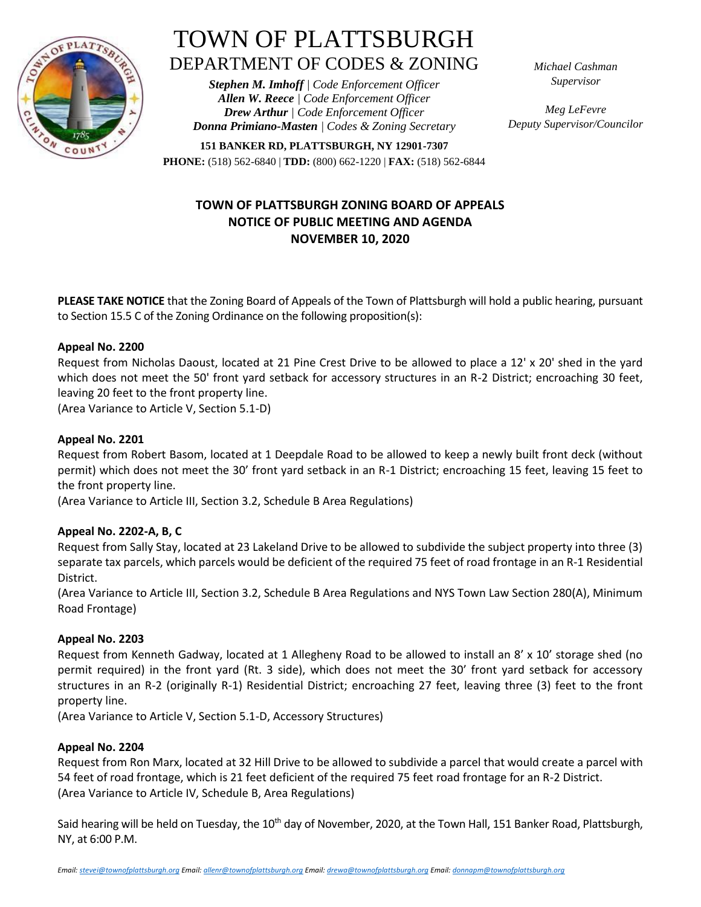# TOWN OF PLATTSBURGH

## DEPARTMENT OF CODES & ZONING

***Stephen M. Imhoff** | Code Enforcement Officer*
***Allen W. Reece** | Code Enforcement Officer*
***Drew Arthur** | Code Enforcement Officer*
***Donna Primiano-Masten** | Codes & Zoning Secretary*

*Michael Cashman*
*Supervisor*

*Meg LeFevre*
*Deputy Supervisor/Councilor*

**151 BANKER RD, PLATTSBURGH, NY 12901-7307**
**PHONE:** (518) 562-6840 | **TDD:** (800) 662-1220 | **FAX:** (518) 562-6844

### TOWN OF PLATTSBURGH ZONING BOARD OF APPEALS
### NOTICE OF PUBLIC MEETING AND AGENDA
### NOVEMBER 10, 2020

**PLEASE TAKE NOTICE** that the Zoning Board of Appeals of the Town of Plattsburgh will hold a public hearing, pursuant to Section 15.5 C of the Zoning Ordinance on the following proposition(s):

**Appeal No. 2200**
Request from Nicholas Daoust, located at 21 Pine Crest Drive to be allowed to place a 12' x 20' shed in the yard which does not meet the 50' front yard setback for accessory structures in an R-2 District; encroaching 30 feet, leaving 20 feet to the front property line.
(Area Variance to Article V, Section 5.1-D)

**Appeal No. 2201**
Request from Robert Basom, located at 1 Deepdale Road to be allowed to keep a newly built front deck (without permit) which does not meet the 30' front yard setback in an R-1 District; encroaching 15 feet, leaving 15 feet to the front property line.
(Area Variance to Article III, Section 3.2, Schedule B Area Regulations)

**Appeal No. 2202-A, B, C**
Request from Sally Stay, located at 23 Lakeland Drive to be allowed to subdivide the subject property into three (3) separate tax parcels, which parcels would be deficient of the required 75 feet of road frontage in an R-1 Residential District.
(Area Variance to Article III, Section 3.2, Schedule B Area Regulations and NYS Town Law Section 280(A), Minimum Road Frontage)

**Appeal No. 2203**
Request from Kenneth Gadway, located at 1 Allegheny Road to be allowed to install an 8' x 10' storage shed (no permit required) in the front yard (Rt. 3 side), which does not meet the 30' front yard setback for accessory structures in an R-2 (originally R-1) Residential District; encroaching 27 feet, leaving three (3) feet to the front property line.
(Area Variance to Article V, Section 5.1-D, Accessory Structures)

**Appeal No. 2204**
Request from Ron Marx, located at 32 Hill Drive to be allowed to subdivide a parcel that would create a parcel with 54 feet of road frontage, which is 21 feet deficient of the required 75 feet road frontage for an R-2 District.
(Area Variance to Article IV, Schedule B, Area Regulations)

Said hearing will be held on Tuesday, the 10th day of November, 2020, at the Town Hall, 151 Banker Road, Plattsburgh, NY, at 6:00 P.M.

*Email: stevei@townofplattsburgh.org Email: allenr@townofplattsburgh.org Email: drewa@townofplattsburgh.org Email: donnapm@townofplattsburgh.org*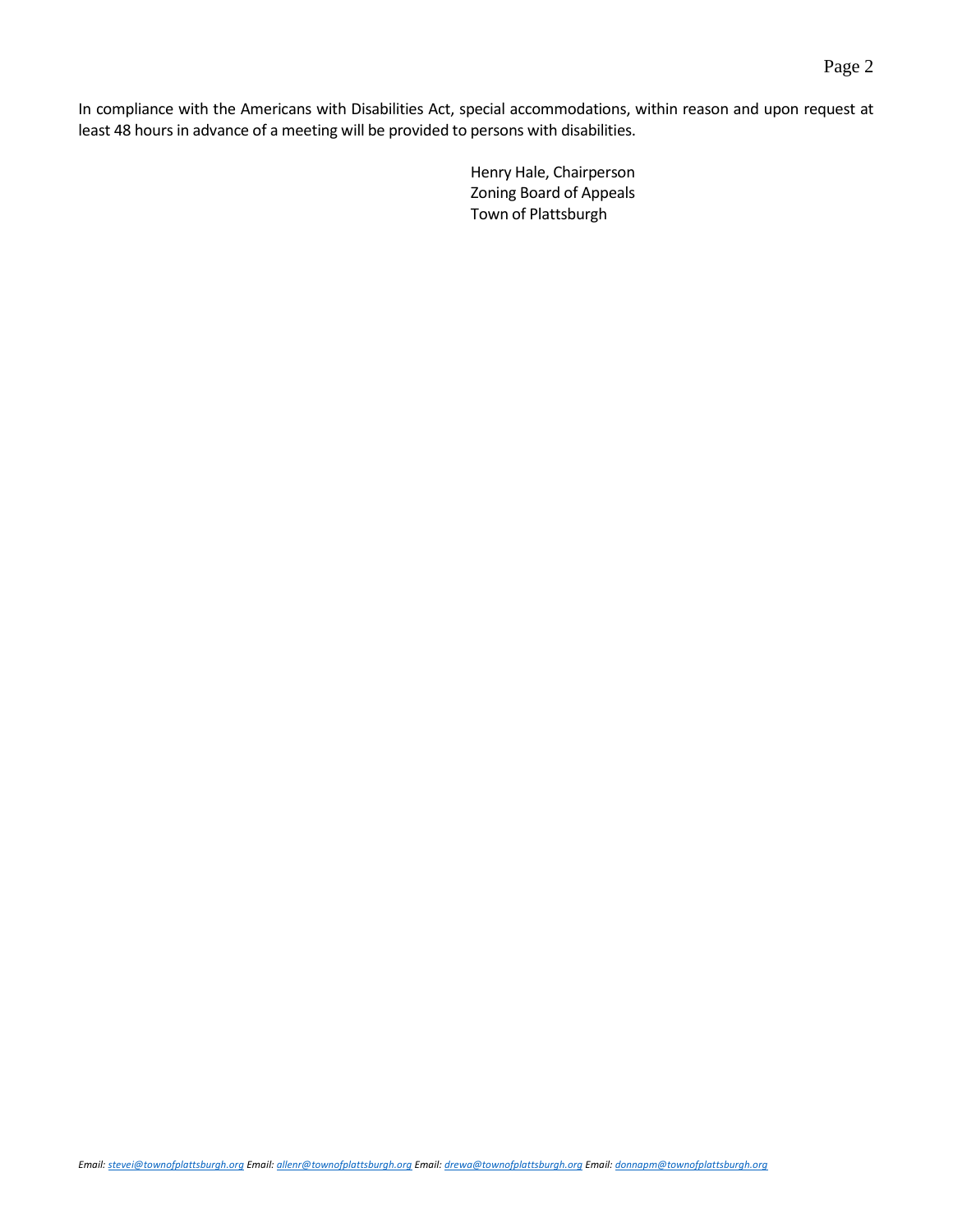In compliance with the Americans with Disabilities Act, special accommodations, within reason and upon request at least 48 hours in advance of a meeting will be provided to persons with disabilities.

Henry Hale, Chairperson
Zoning Board of Appeals
Town of Plattsburgh

*Email: stevei@townofplattsburgh.org Email: allenr@townofplattsburgh.org Email: drewa@townofplattsburgh.org Email: donnapm@townofplattsburgh.org*